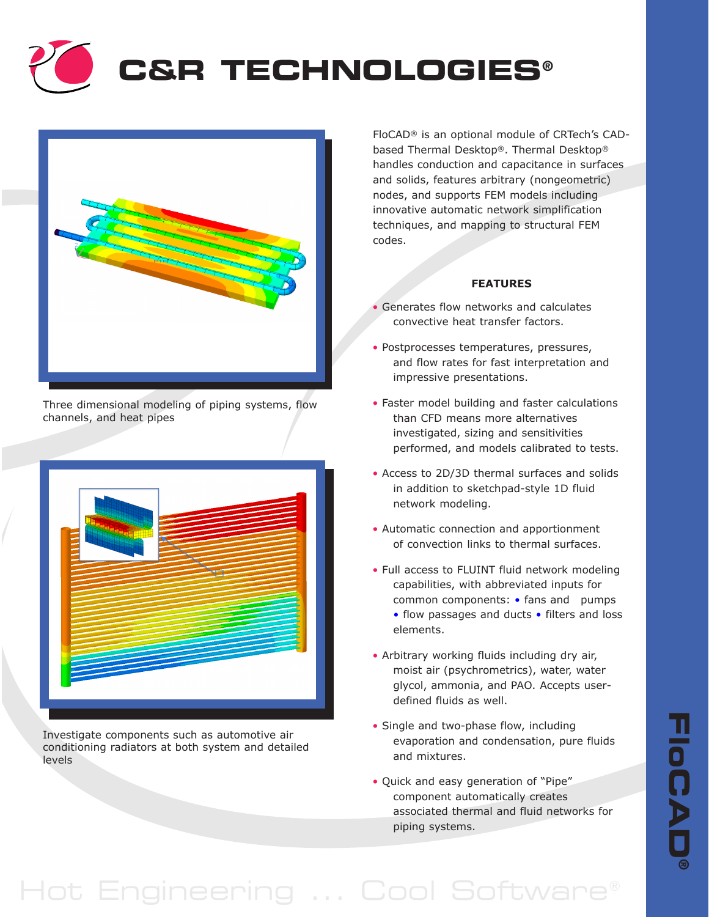# C&R TECHNOLOGIES®

Three dimensional modeling of piping systems, flow channels, and heat pipes

Investigate components such as automotive air conditioning radiators at both system and detailed levels

FloCAD® is an optional module of CRTech's CAD-based Thermal Desktop®. Thermal Desktop® handles conduction and capacitance in surfaces and solids, features arbitrary (nongeometric) nodes, and supports FEM models including innovative automatic network simplification techniques, and mapping to structural FEM codes.

## FEATURES

- Generates flow networks and calculates convective heat transfer factors.
- Postprocesses temperatures, pressures, and flow rates for fast interpretation and impressive presentations.
- Faster model building and faster calculations than CFD means more alternatives investigated, sizing and sensitivities performed, and models calibrated to tests.
- Access to 2D/3D thermal surfaces and solids in addition to sketchpad-style 1D fluid network modeling.
- Automatic connection and apportionment of convection links to thermal surfaces.
- Full access to FLUINT fluid network modeling capabilities, with abbreviated inputs for common components: • fans and pumps • flow passages and ducts • filters and loss elements.
- Arbitrary working fluids including dry air, moist air (psychrometrics), water, water glycol, ammonia, and PAO. Accepts user-defined fluids as well.
- Single and two-phase flow, including evaporation and condensation, pure fluids and mixtures.
- Quick and easy generation of "Pipe" component automatically creates associated thermal and fluid networks for piping systems.

FloCAD®

Hot Engineering ... Cool Software®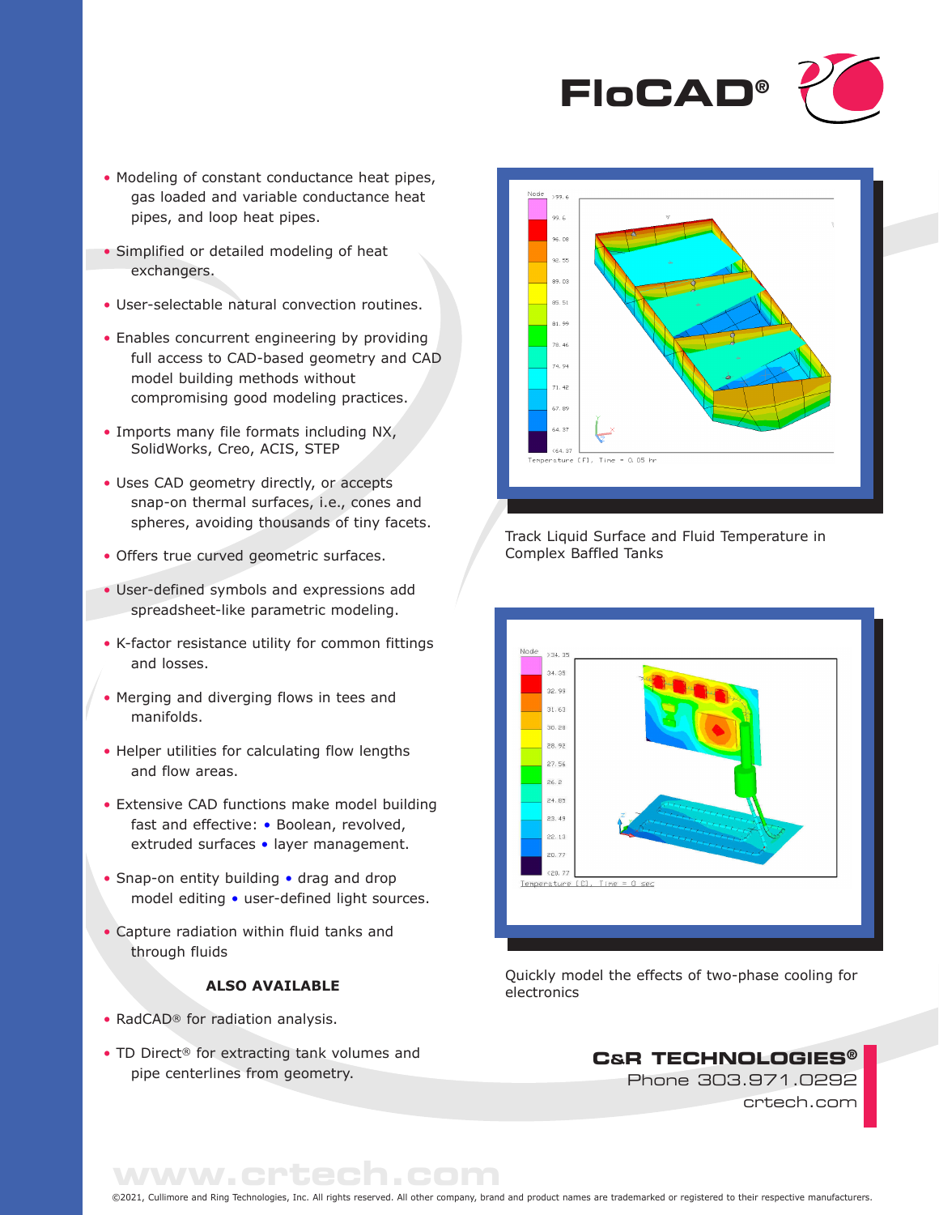# FloCAD®

- Modeling of constant conductance heat pipes, gas loaded and variable conductance heat pipes, and loop heat pipes.
- Simplified or detailed modeling of heat exchangers.
- User-selectable natural convection routines.
- Enables concurrent engineering by providing full access to CAD-based geometry and CAD model building methods without compromising good modeling practices.
- Imports many file formats including NX, SolidWorks, Creo, ACIS, STEP
- Uses CAD geometry directly, or accepts snap-on thermal surfaces, i.e., cones and spheres, avoiding thousands of tiny facets.
- Offers true curved geometric surfaces.
- User-defined symbols and expressions add spreadsheet-like parametric modeling.
- K-factor resistance utility for common fittings and losses.
- Merging and diverging flows in tees and manifolds.
- Helper utilities for calculating flow lengths and flow areas.
- Extensive CAD functions make model building fast and effective: • Boolean, revolved, extruded surfaces • layer management.
- Snap-on entity building • drag and drop model editing • user-defined light sources.
- Capture radiation within fluid tanks and through fluids

**ALSO AVAILABLE**

- RadCAD® for radiation analysis.
- TD Direct® for extracting tank volumes and pipe centerlines from geometry.

Node
>99.6
99.6
96.08
92.55
89.03
85.51
81.99
78.46
74.94
71.42
67.89
64.37
<64.37
Temperature [F], Time = 0.05 hr

Track Liquid Surface and Fluid Temperature in Complex Baffled Tanks

Node
>34.35
34.35
32.99
31.63
30.28
28.92
27.56
26.2
24.85
23.49
22.13
20.77
<20.77
Temperature [C], Time = 0 sec

Quickly model the effects of two-phase cooling for electronics

**C&R TECHNOLOGIES®**
Phone 303.971.0292
crtech.com

www.crtech.com

©2021, Cullimore and Ring Technologies, Inc. All rights reserved. All other company, brand and product names are trademarked or registered to their respective manufacturers.